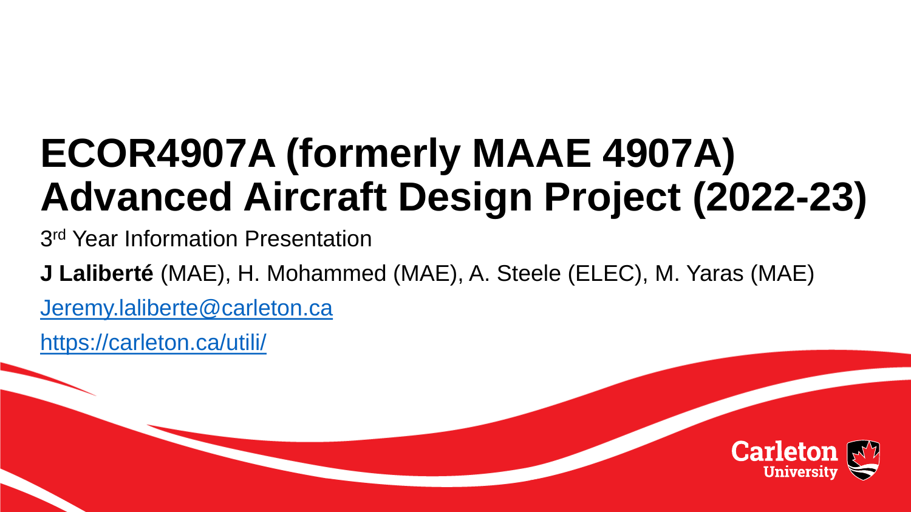# ECOR4907A (formerly MAAE 4907A) Advanced Aircraft Design Project (2022-23)

3rd Year Information Presentation

**J Laliberté** (MAE), H. Mohammed (MAE), A. Steele (ELEC), M. Yaras (MAE)

Jeremy.laliberte@carleton.ca

https://carleton.ca/utili/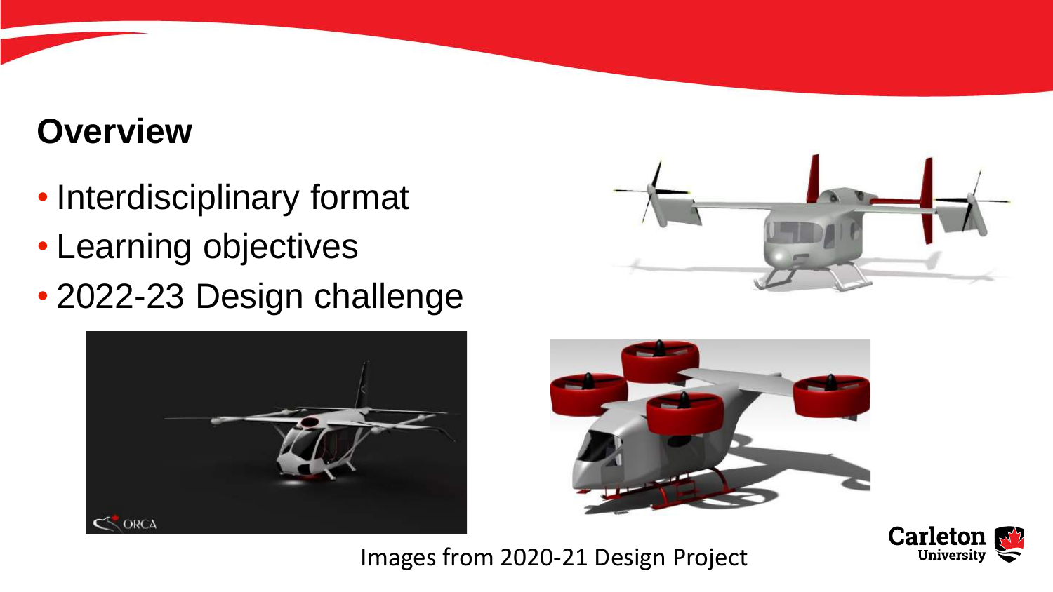## Overview

- Interdisciplinary format
- Learning objectives
- 2022-23 Design challenge

Images from 2020-21 Design Project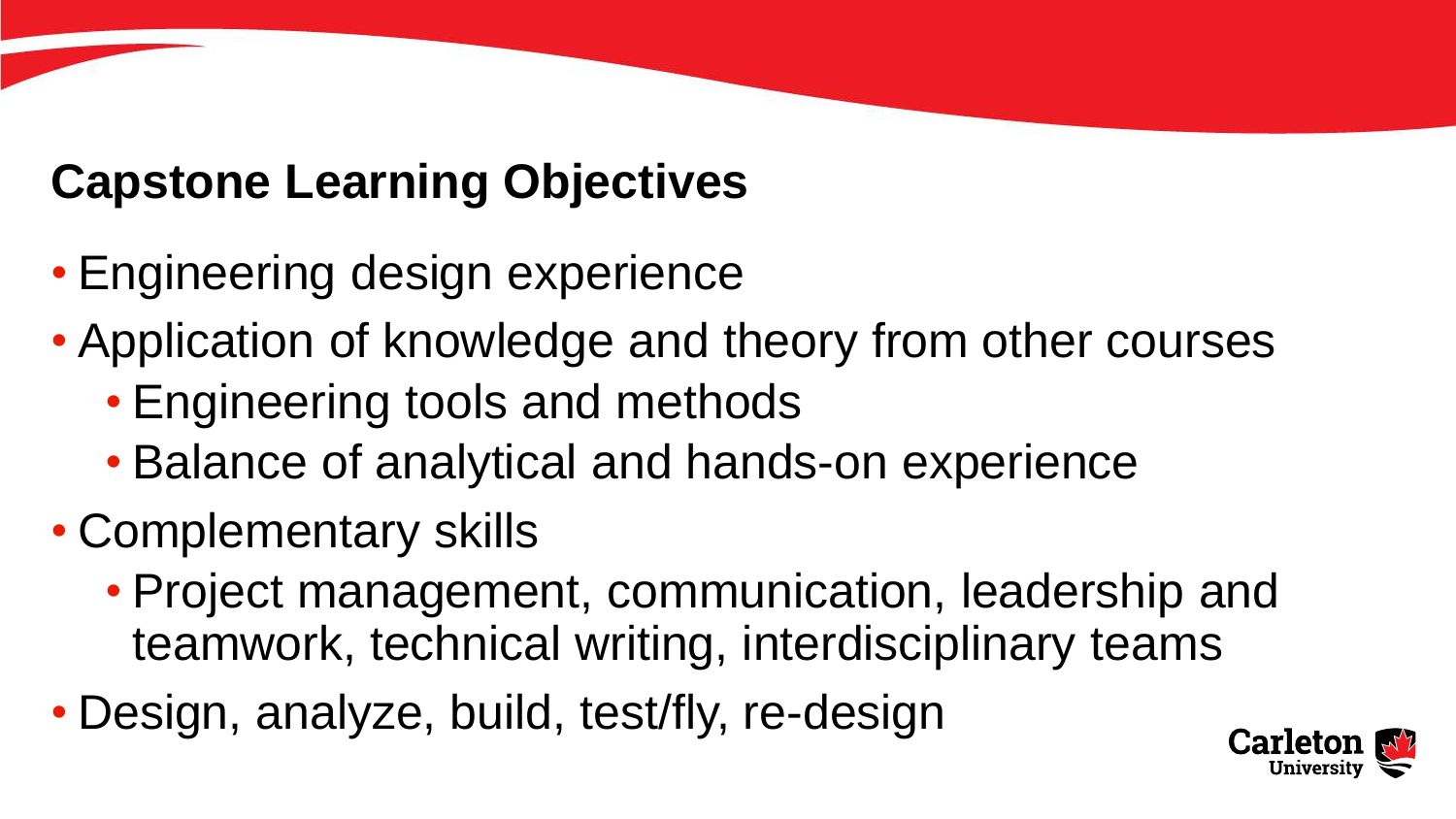## Capstone Learning Objectives

- Engineering design experience
- Application of knowledge and theory from other courses
  - Engineering tools and methods
  - Balance of analytical and hands-on experience
- Complementary skills
  - Project management, communication, leadership and teamwork, technical writing, interdisciplinary teams
- Design, analyze, build, test/fly, re-design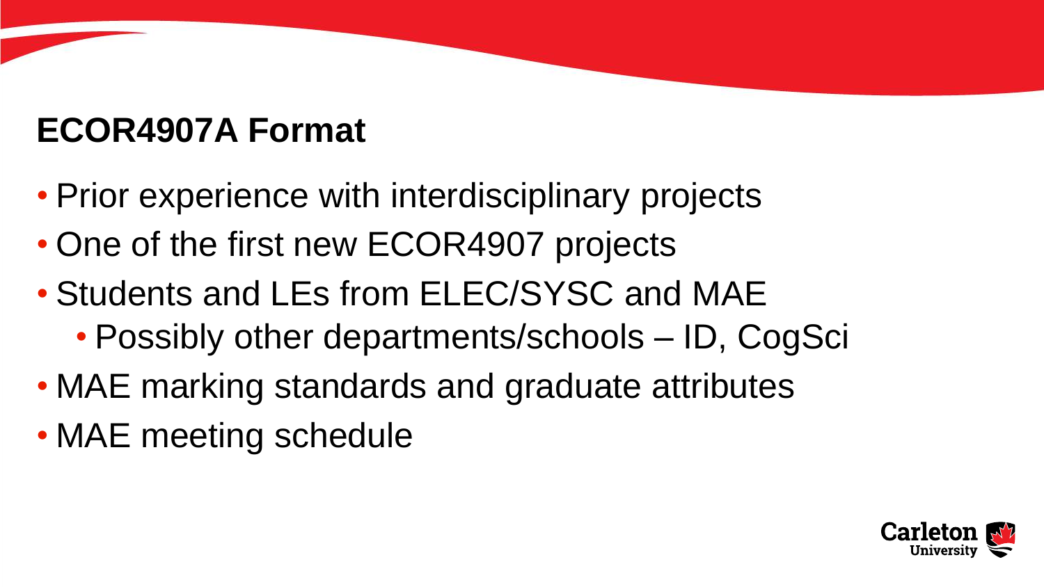## ECOR4907A Format

- Prior experience with interdisciplinary projects
- One of the first new ECOR4907 projects
- Students and LEs from ELEC/SYSC and MAE
  - Possibly other departments/schools – ID, CogSci
- MAE marking standards and graduate attributes
- MAE meeting schedule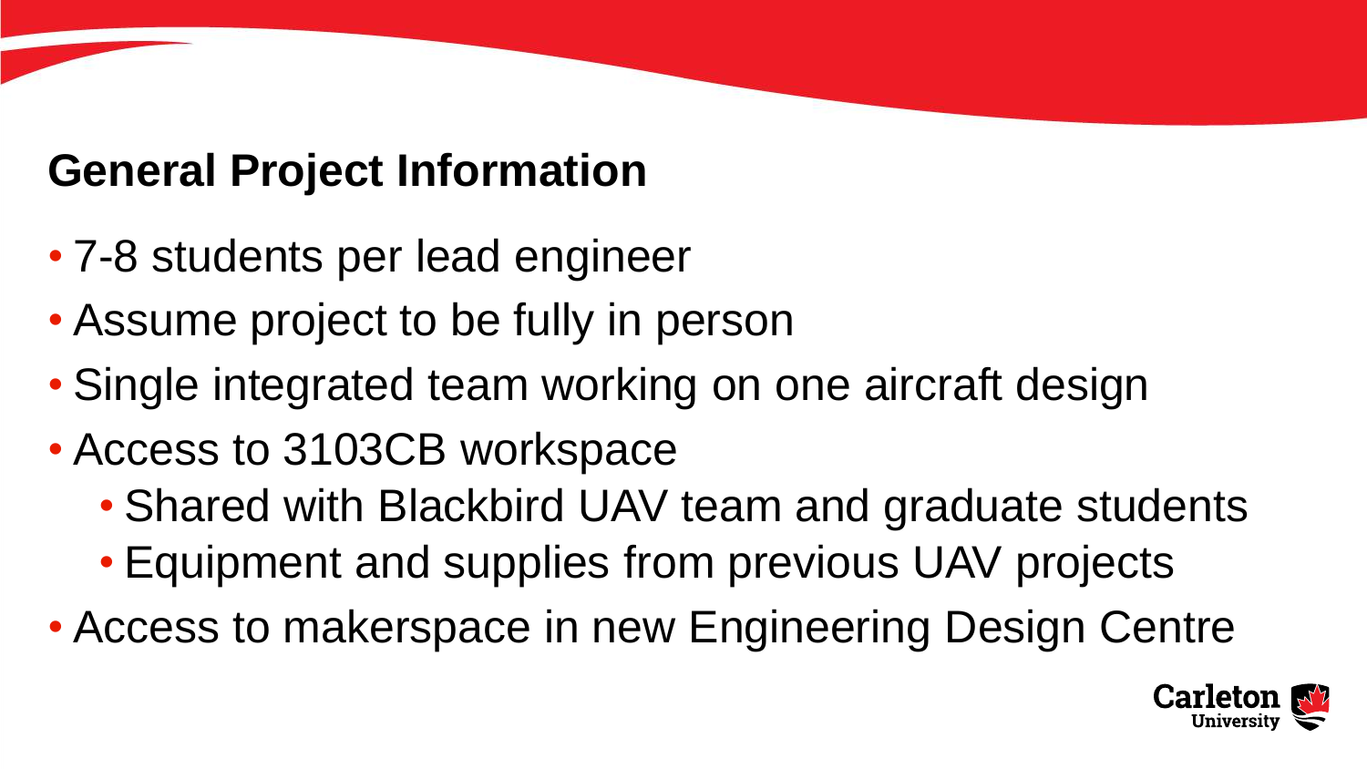## General Project Information

- 7-8 students per lead engineer
- Assume project to be fully in person
- Single integrated team working on one aircraft design
- Access to 3103CB workspace
  - Shared with Blackbird UAV team and graduate students
  - Equipment and supplies from previous UAV projects
- Access to makerspace in new Engineering Design Centre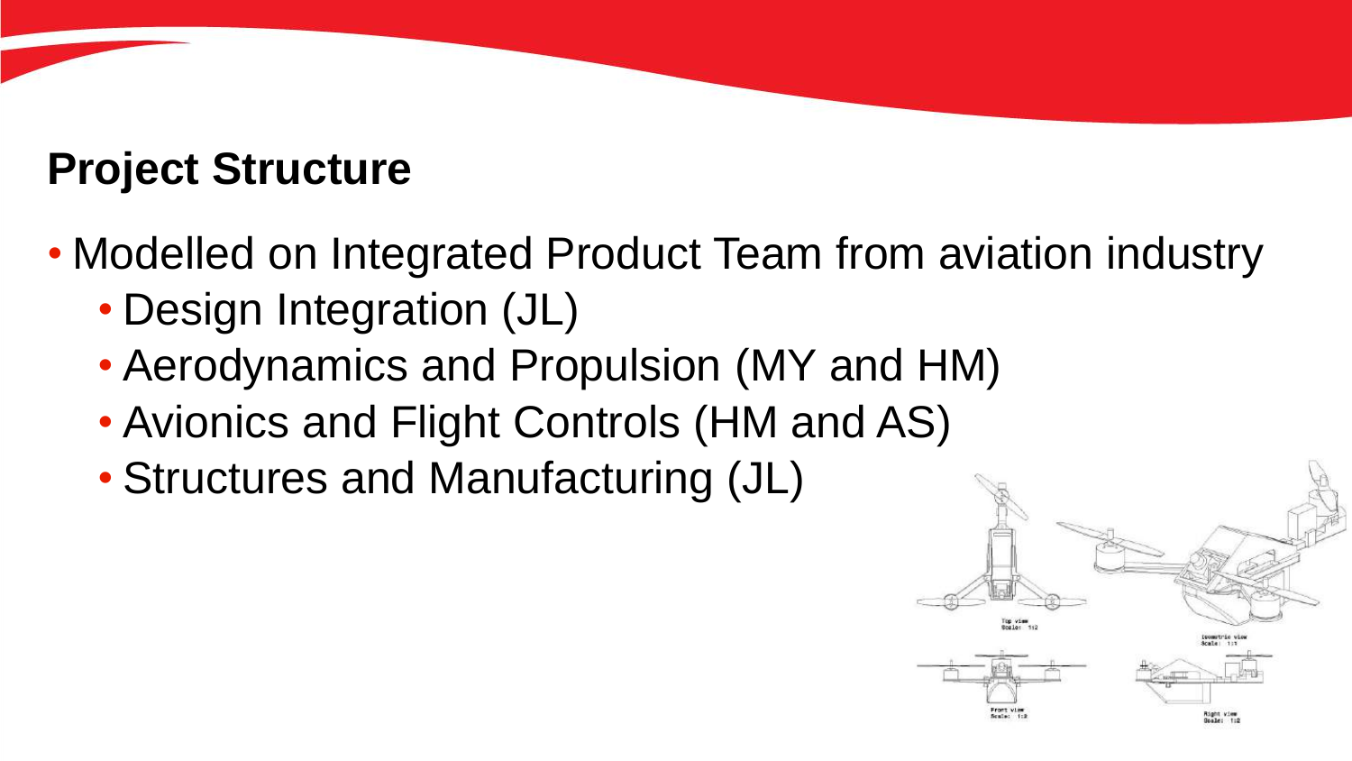## Project Structure

- Modelled on Integrated Product Team from aviation industry
  - Design Integration (JL)
  - Aerodynamics and Propulsion (MY and HM)
  - Avionics and Flight Controls (HM and AS)
  - Structures and Manufacturing (JL)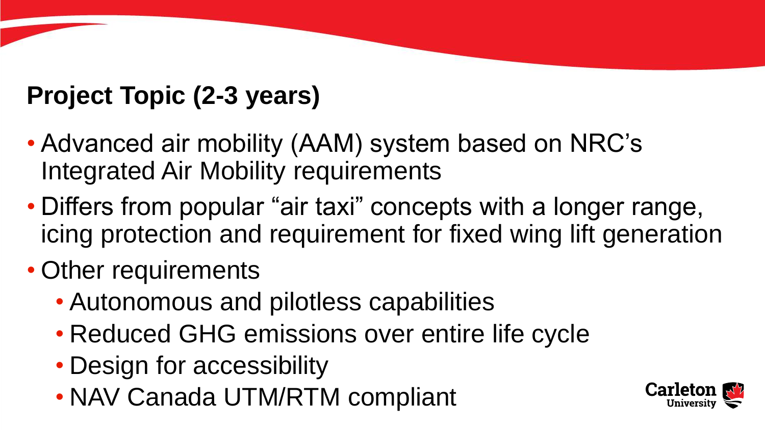## Project Topic (2-3 years)

- Advanced air mobility (AAM) system based on NRC's Integrated Air Mobility requirements
- Differs from popular "air taxi" concepts with a longer range, icing protection and requirement for fixed wing lift generation
- Other requirements
  - Autonomous and pilotless capabilities
  - Reduced GHG emissions over entire life cycle
  - Design for accessibility
  - NAV Canada UTM/RTM compliant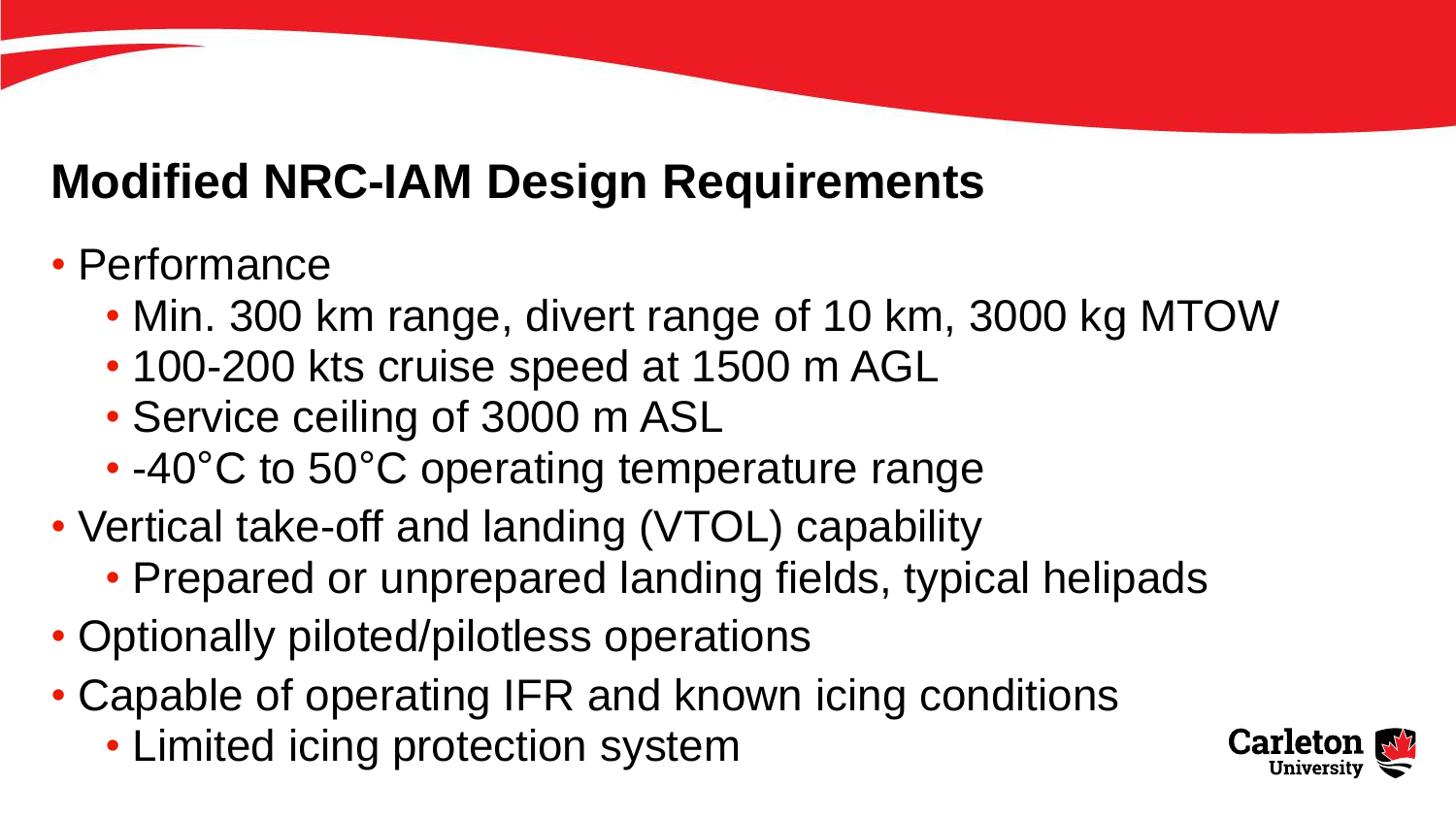## Modified NRC-IAM Design Requirements

- Performance
  - Min. 300 km range, divert range of 10 km, 3000 kg MTOW
  - 100-200 kts cruise speed at 1500 m AGL
  - Service ceiling of 3000 m ASL
  - -40°C to 50°C operating temperature range
- Vertical take-off and landing (VTOL) capability
  - Prepared or unprepared landing fields, typical helipads
- Optionally piloted/pilotless operations
- Capable of operating IFR and known icing conditions
  - Limited icing protection system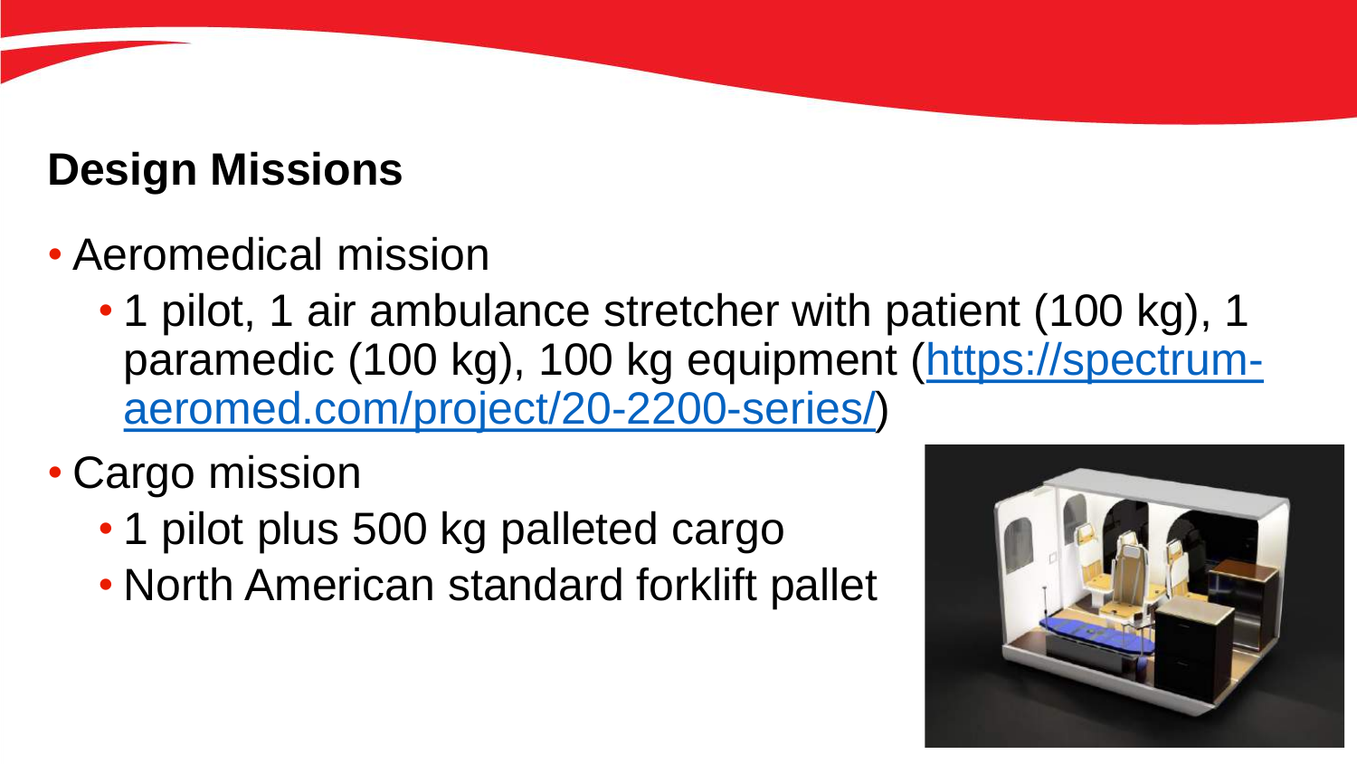## Design Missions

- Aeromedical mission
  - 1 pilot, 1 air ambulance stretcher with patient (100 kg), 1 paramedic (100 kg), 100 kg equipment ([https://spectrum-aeromed.com/project/20-2200-series/](https://spectrum-aeromed.com/project/20-2200-series/))
- Cargo mission
  - 1 pilot plus 500 kg palleted cargo
  - North American standard forklift pallet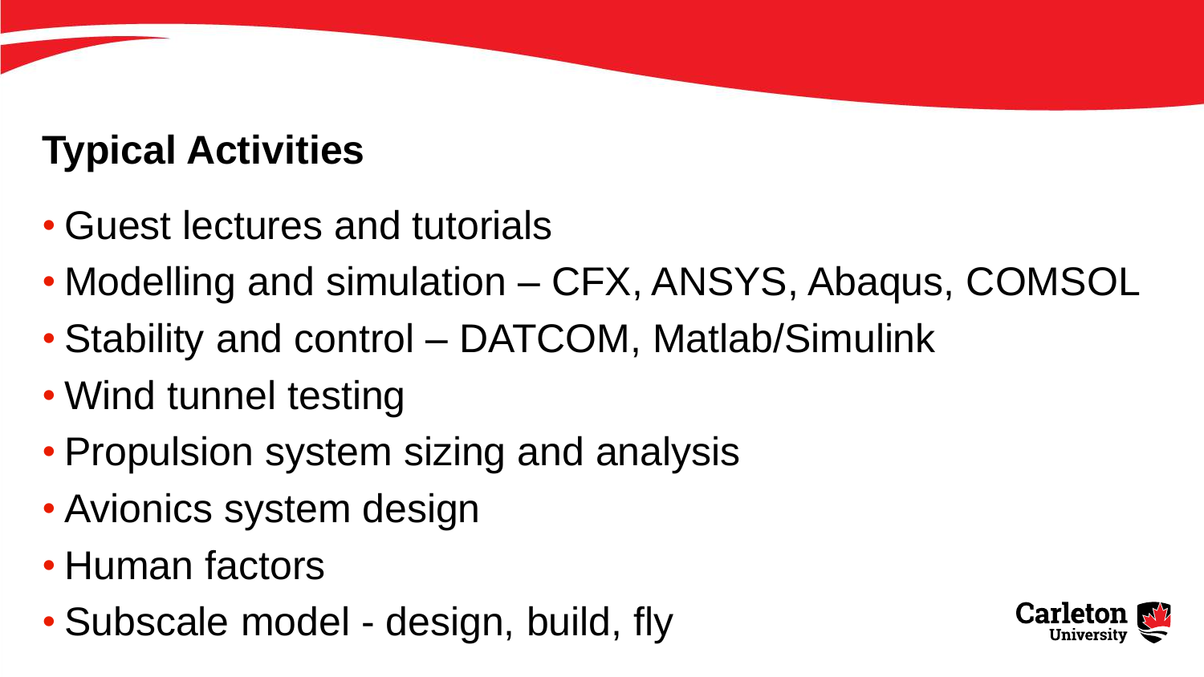## Typical Activities

- Guest lectures and tutorials
- Modelling and simulation – CFX, ANSYS, Abaqus, COMSOL
- Stability and control – DATCOM, Matlab/Simulink
- Wind tunnel testing
- Propulsion system sizing and analysis
- Avionics system design
- Human factors
- Subscale model - design, build, fly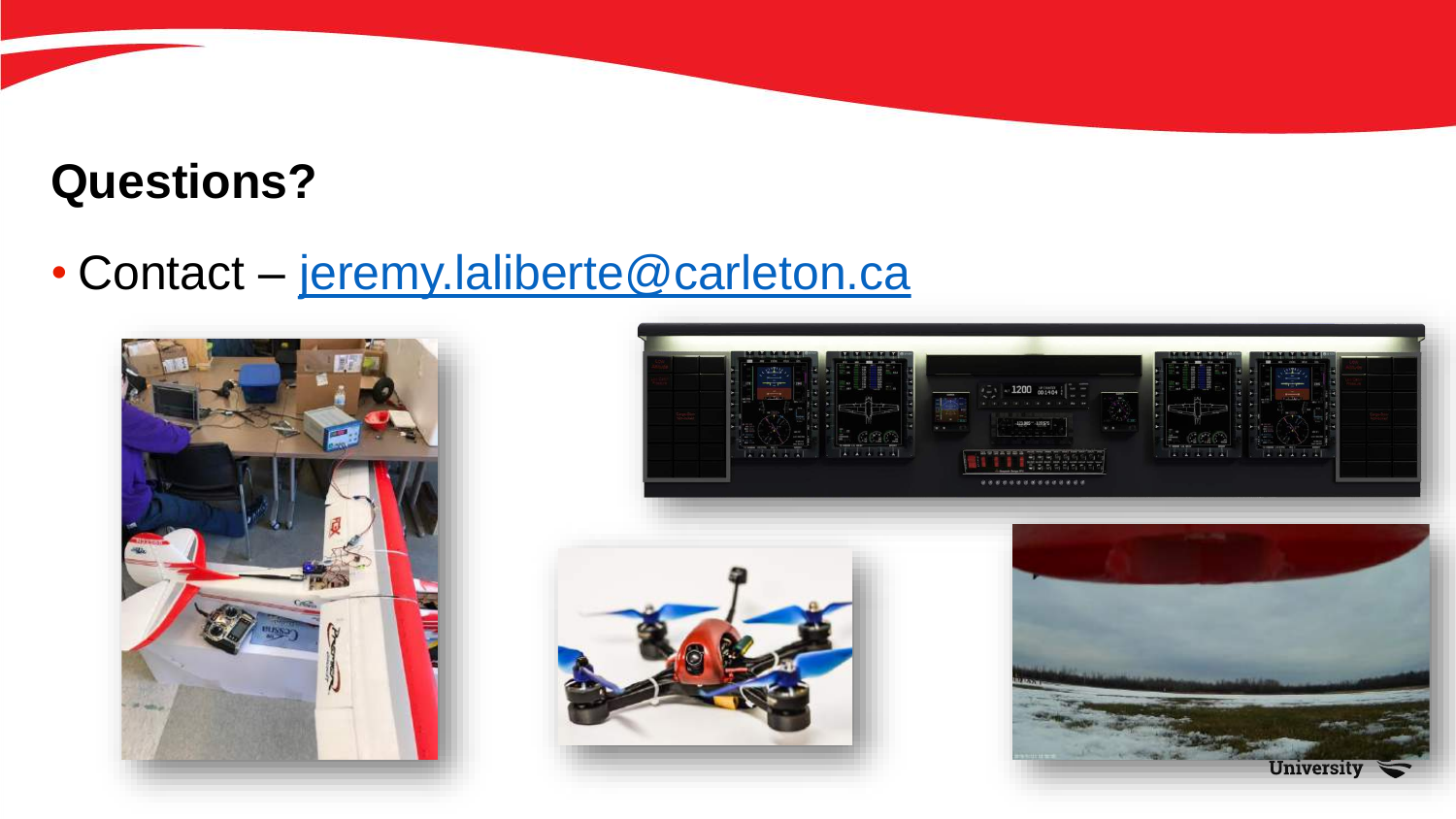## Questions?

- Contact – jeremy.laliberte@carleton.ca